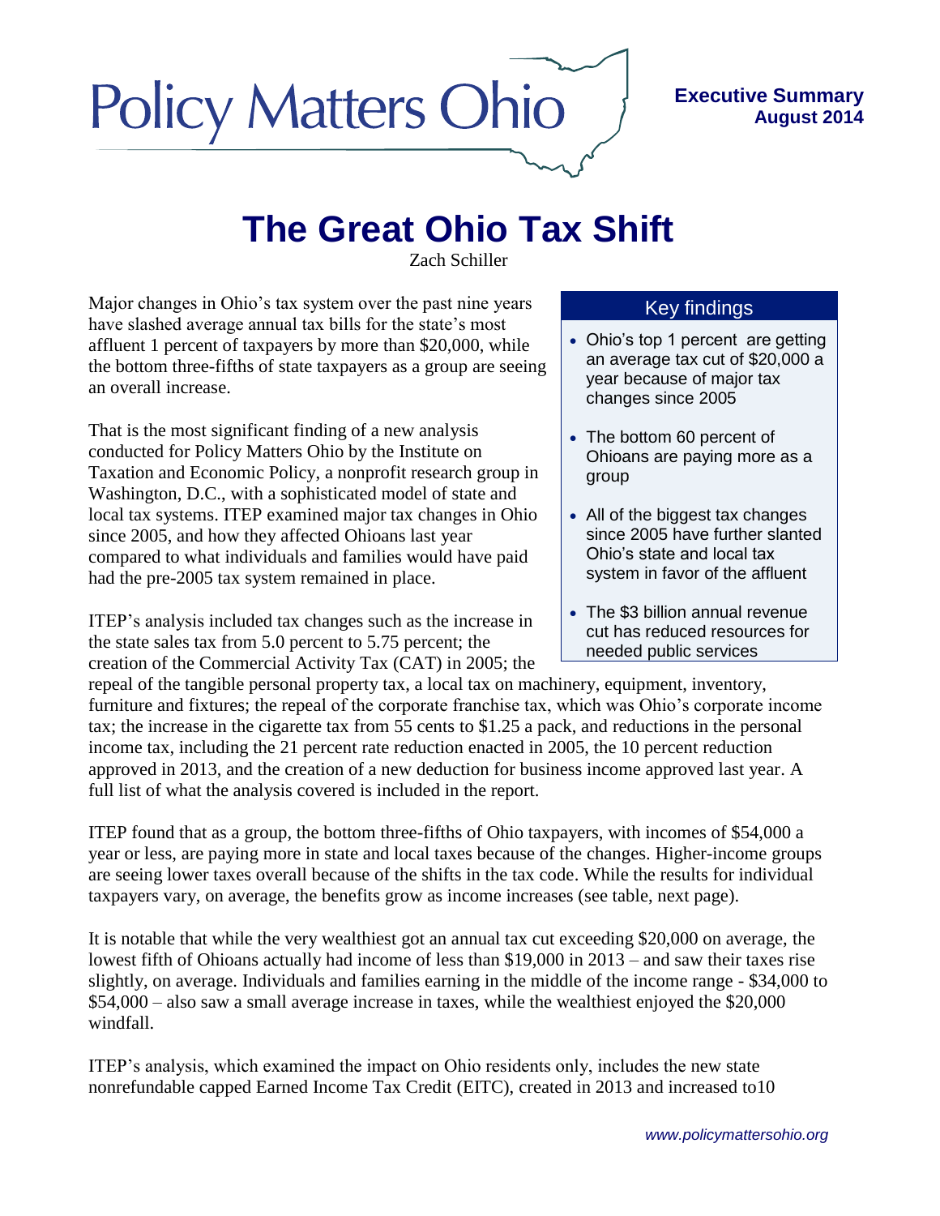Policy Matters Ohio

**Executive Summary**
**August 2014**

# The Great Ohio Tax Shift

Zach Schiller

Major changes in Ohio's tax system over the past nine years have slashed average annual tax bills for the state's most affluent 1 percent of taxpayers by more than $20,000, while the bottom three-fifths of state taxpayers as a group are seeing an overall increase.

That is the most significant finding of a new analysis conducted for Policy Matters Ohio by the Institute on Taxation and Economic Policy, a nonprofit research group in Washington, D.C., with a sophisticated model of state and local tax systems. ITEP examined major tax changes in Ohio since 2005, and how they affected Ohioans last year compared to what individuals and families would have paid had the pre-2005 tax system remained in place.

### Key findings

- Ohio's top 1 percent are getting an average tax cut of $20,000 a year because of major tax changes since 2005
- The bottom 60 percent of Ohioans are paying more as a group
- All of the biggest tax changes since 2005 have further slanted Ohio's state and local tax system in favor of the affluent
- The $3 billion annual revenue cut has reduced resources for needed public services

ITEP's analysis included tax changes such as the increase in the state sales tax from 5.0 percent to 5.75 percent; the creation of the Commercial Activity Tax (CAT) in 2005; the repeal of the tangible personal property tax, a local tax on machinery, equipment, inventory, furniture and fixtures; the repeal of the corporate franchise tax, which was Ohio's corporate income tax; the increase in the cigarette tax from 55 cents to $1.25 a pack, and reductions in the personal income tax, including the 21 percent rate reduction enacted in 2005, the 10 percent reduction approved in 2013, and the creation of a new deduction for business income approved last year. A full list of what the analysis covered is included in the report.

ITEP found that as a group, the bottom three-fifths of Ohio taxpayers, with incomes of $54,000 a year or less, are paying more in state and local taxes because of the changes. Higher-income groups are seeing lower taxes overall because of the shifts in the tax code. While the results for individual taxpayers vary, on average, the benefits grow as income increases (see table, next page).

It is notable that while the very wealthiest got an annual tax cut exceeding $20,000 on average, the lowest fifth of Ohioans actually had income of less than $19,000 in 2013 – and saw their taxes rise slightly, on average. Individuals and families earning in the middle of the income range - $34,000 to $54,000 – also saw a small average increase in taxes, while the wealthiest enjoyed the $20,000 windfall.

ITEP's analysis, which examined the impact on Ohio residents only, includes the new state nonrefundable capped Earned Income Tax Credit (EITC), created in 2013 and increased to10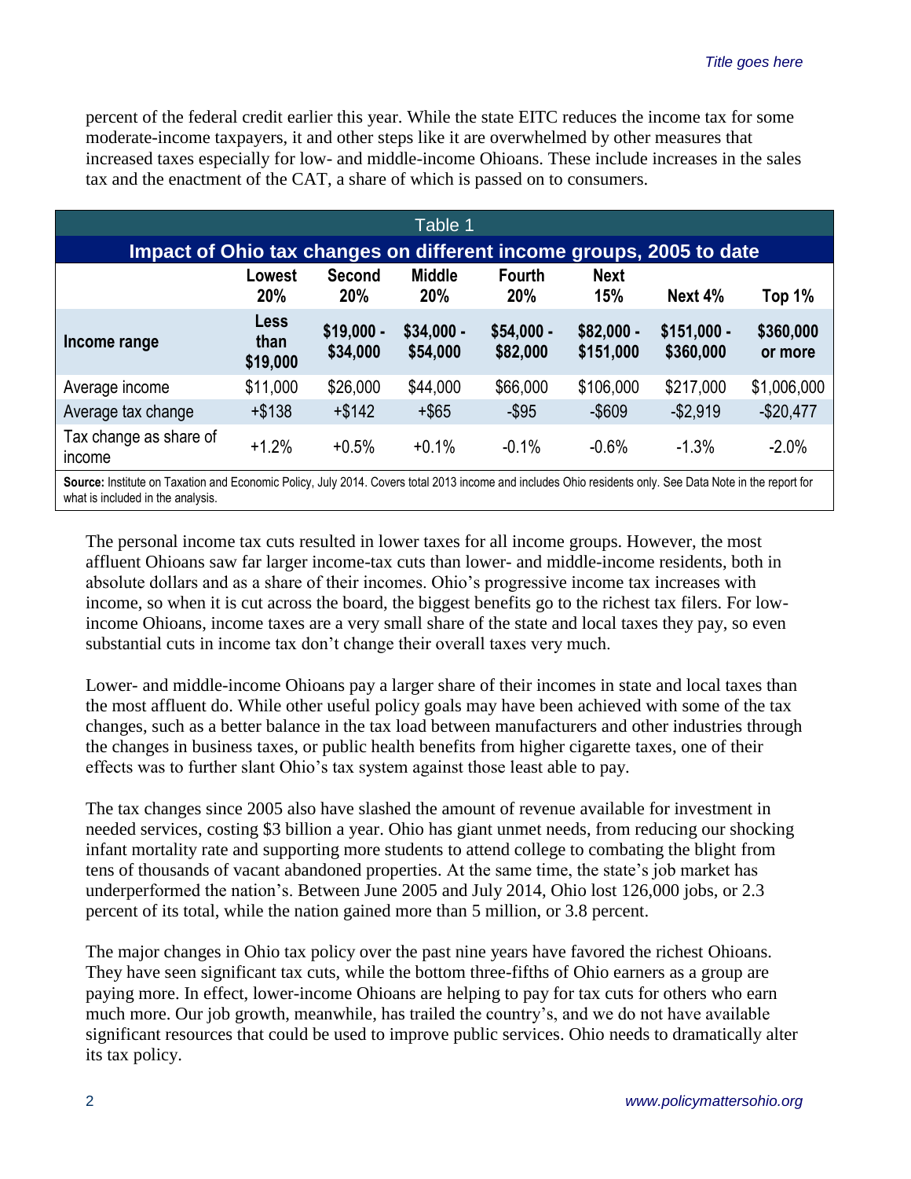percent of the federal credit earlier this year. While the state EITC reduces the income tax for some moderate-income taxpayers, it and other steps like it are overwhelmed by other measures that increased taxes especially for low- and middle-income Ohioans. These include increases in the sales tax and the enactment of the CAT, a share of which is passed on to consumers.

**Table 1**

**Impact of Ohio tax changes on different income groups, 2005 to date**

| | Lowest 20% | Second 20% | Middle 20% | Fourth 20% | Next 15% | Next 4% | Top 1% |
|---|---|---|---|---|---|---|---|
| **Income range** | **Less than $19,000** | **$19,000 - $34,000** | **$34,000 - $54,000** | **$54,000 - $82,000** | **$82,000 - $151,000** | **$151,000 - $360,000** | **$360,000 or more** |
| Average income | $11,000 | $26,000 | $44,000 | $66,000 | $106,000 | $217,000 | $1,006,000 |
| Average tax change | +$138 | +$142 | +$65 | -$95 | -$609 | -$2,919 | -$20,477 |
| Tax change as share of income | +1.2% | +0.5% | +0.1% | -0.1% | -0.6% | -1.3% | -2.0% |

**Source:** Institute on Taxation and Economic Policy, July 2014. Covers total 2013 income and includes Ohio residents only. See Data Note in the report for what is included in the analysis.

The personal income tax cuts resulted in lower taxes for all income groups. However, the most affluent Ohioans saw far larger income-tax cuts than lower- and middle-income residents, both in absolute dollars and as a share of their incomes. Ohio's progressive income tax increases with income, so when it is cut across the board, the biggest benefits go to the richest tax filers. For low-income Ohioans, income taxes are a very small share of the state and local taxes they pay, so even substantial cuts in income tax don't change their overall taxes very much.

Lower- and middle-income Ohioans pay a larger share of their incomes in state and local taxes than the most affluent do. While other useful policy goals may have been achieved with some of the tax changes, such as a better balance in the tax load between manufacturers and other industries through the changes in business taxes, or public health benefits from higher cigarette taxes, one of their effects was to further slant Ohio's tax system against those least able to pay.

The tax changes since 2005 also have slashed the amount of revenue available for investment in needed services, costing $3 billion a year. Ohio has giant unmet needs, from reducing our shocking infant mortality rate and supporting more students to attend college to combating the blight from tens of thousands of vacant abandoned properties. At the same time, the state's job market has underperformed the nation's. Between June 2005 and July 2014, Ohio lost 126,000 jobs, or 2.3 percent of its total, while the nation gained more than 5 million, or 3.8 percent.

The major changes in Ohio tax policy over the past nine years have favored the richest Ohioans. They have seen significant tax cuts, while the bottom three-fifths of Ohio earners as a group are paying more. In effect, lower-income Ohioans are helping to pay for tax cuts for others who earn much more. Our job growth, meanwhile, has trailed the country's, and we do not have available significant resources that could be used to improve public services. Ohio needs to dramatically alter its tax policy.